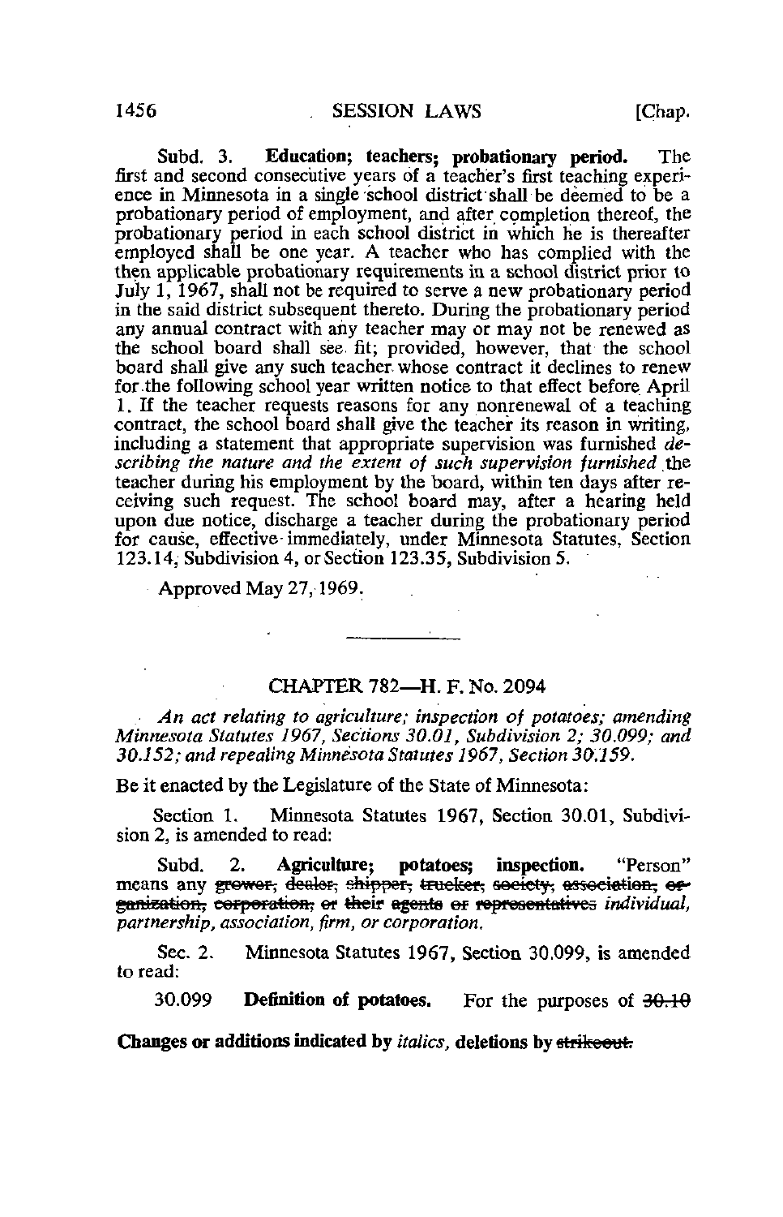Subd. 3. **Education; teachers; probationary period.** The first and second consecutive years of a teacher's first teaching experience in Minnesota in a single school district shall be deemed to be a probationary period of employment, and after completion thereof, the probationary period in each school district in which he is thereafter employed shall be one year. A teacher who has complied with the then applicable probationary requirements in a school district prior to July 1, 1967, shall not be required to serve a new probationary period in the said district subsequent thereto. During the probationary period any annual contract with any teacher may or may not be renewed as the school board shall see fit; provided, however, that the school board shall give any such teacher whose contract it declines to renew for the following school year written notice to that effect before April 1. If the teacher requests reasons for any nonrenewal of a teaching contract, the school board shall give the teacher its reason in writing, including a statement that appropriate supervision was furnished *describing the nature and the extent of such supervision furnished* the teacher during his employment by the board, within ten days after receiving such request. The school board may, after a hearing held upon due notice, discharge a teacher during the probationary period for cause, effective immediately, under Minnesota Statutes, Section 123.14, Subdivision 4, or Section 123.35, Subdivision 5.

Approved May 27, 1969.

---

## CHAPTER 782—H. F. No. 2094

*An act relating to agriculture; inspection of potatoes; amending Minnesota Statutes 1967, Sections 30.01, Subdivision 2; 30.099; and 30.152; and repealing Minnesota Statutes 1967, Section 30.159.*

Be it enacted by the Legislature of the State of Minnesota:

Section 1. Minnesota Statutes 1967, Section 30.01, Subdivision 2, is amended to read:

Subd. 2. **Agriculture; potatoes; inspection.** "Person" means any ~~grower, dealer, shipper, trucker, society, association, organization, corporation, or their agents or representatives~~ *individual, partnership, association, firm, or corporation.*

Sec. 2. Minnesota Statutes 1967, Section 30.099, is amended to read:

30.099 **Definition of potatoes.** For the purposes of ~~30.10~~

**Changes or additions indicated by** *italics*, **deletions by ~~strikeout.~~**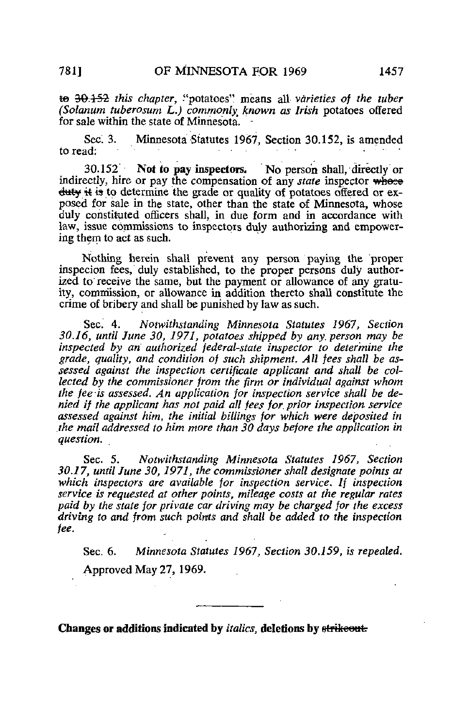~~to 30.152~~ *this chapter*, "potatoes" means all *varieties of the tuber (Solanum tuberosum L.) commonly known as Irish* potatoes offered for sale within the state of Minnesota.

Sec. 3. Minnesota Statutes 1967, Section 30.152, is amended to read:

30.152 **Not to pay inspectors.** No person shall, directly or indirectly, hire or pay the compensation of any *state* inspector ~~whose duty it is~~ to determine the grade or quality of potatoes offered or exposed for sale in the state, other than the state of Minnesota, whose duly constituted officers shall, in due form and in accordance with law, issue commissions to inspectors duly authorizing and empowering them to act as such.

Nothing herein shall prevent any person paying the proper inspecion fees, duly established, to the proper persons duly authorized to receive the same, but the payment or allowance of any gratuity, commission, or allowance in addition thereto shall constitute the crime of bribery and shall be punished by law as such.

Sec. 4. *Notwithstanding Minnesota Statutes 1967, Section 30.16, until June 30, 1971, potatoes shipped by any person may be inspected by an authorized federal-state inspector to determine the grade, quality, and condition of such shipment. All fees shall be assessed against the inspection certificate applicant and shall be collected by the commissioner from the firm or individual against whom the fee is assessed. An application for inspection service shall be denied if the applicant has not paid all fees for prior inspection service assessed against him, the initial billings for which were deposited in the mail addressed to him more than 30 days before the application in question.*

Sec. 5. *Notwithstanding Minnesota Statutes 1967, Section 30.17, until June 30, 1971, the commissioner shall designate points at which inspectors are available for inspection service. If inspection service is requested at other points, mileage costs at the regular rates paid by the state for private car driving may be charged for the excess driving to and from such points and shall be added to the inspection fee.*

Sec. 6. *Minnesota Statutes 1967, Section 30.159, is repealed.*

Approved May 27, 1969.

---

**Changes or additions indicated by *italics*, deletions by ~~strikeout~~.**